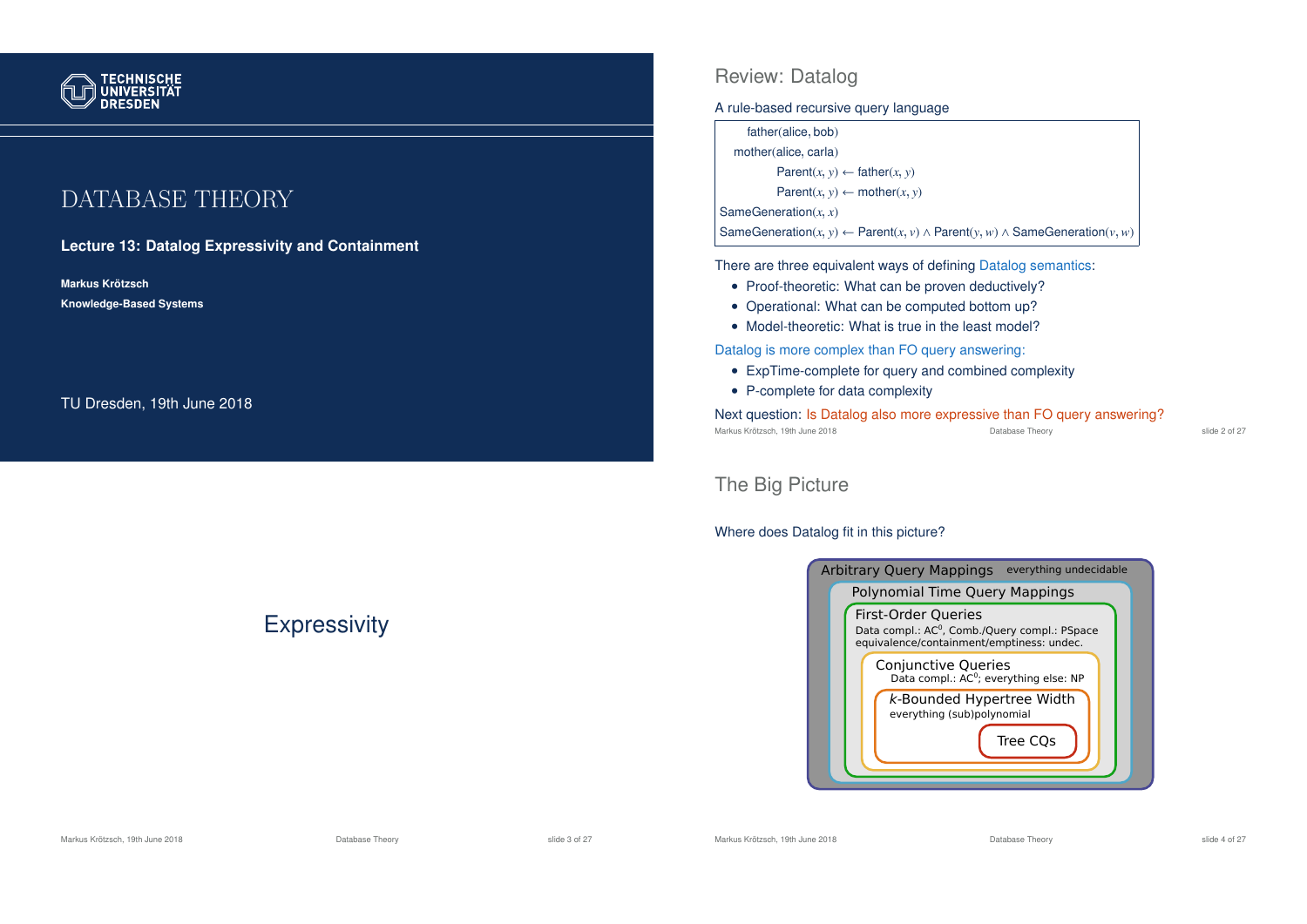TECHNISCHE UNIVERSITÄT DRESDEN

# DATABASE THEORY

**Lecture 13: Datalog Expressivity and Containment**

**Markus Krötzsch**

**Knowledge-Based Systems**

TU Dresden, 19th June 2018

## Review: Datalog

A rule-based recursive query language

$$\mathsf{father}(\mathsf{alice}, \mathsf{bob})$$
$$\mathsf{mother}(\mathsf{alice}, \mathsf{carla})$$
$$\mathsf{Parent}(x, y) \leftarrow \mathsf{father}(x, y)$$
$$\mathsf{Parent}(x, y) \leftarrow \mathsf{mother}(x, y)$$
$$\mathsf{SameGeneration}(x, x)$$
$$\mathsf{SameGeneration}(x, y) \leftarrow \mathsf{Parent}(x, v) \land \mathsf{Parent}(y, w) \land \mathsf{SameGeneration}(v, w)$$

There are three equivalent ways of defining Datalog semantics:

- Proof-theoretic: What can be proven deductively?
- Operational: What can be computed bottom up?
- Model-theoretic: What is true in the least model?

Datalog is more complex than FO query answering:

- ExpTime-complete for query and combined complexity
- P-complete for data complexity

Next question: Is Datalog also more expressive than FO query answering?

# Expressivity

## The Big Picture

Where does Datalog fit in this picture?

- Arbitrary Query Mappings — everything undecidable
  - Polynomial Time Query Mappings
    - First-Order Queries — Data compl.: $AC^0$, Comb./Query compl.: PSpace; equivalence/containment/emptiness: undec.
      - Conjunctive Queries — Data compl.: $AC^0$; everything else: NP
        - $k$-Bounded Hypertree Width — everything (sub)polynomial
          - Tree CQs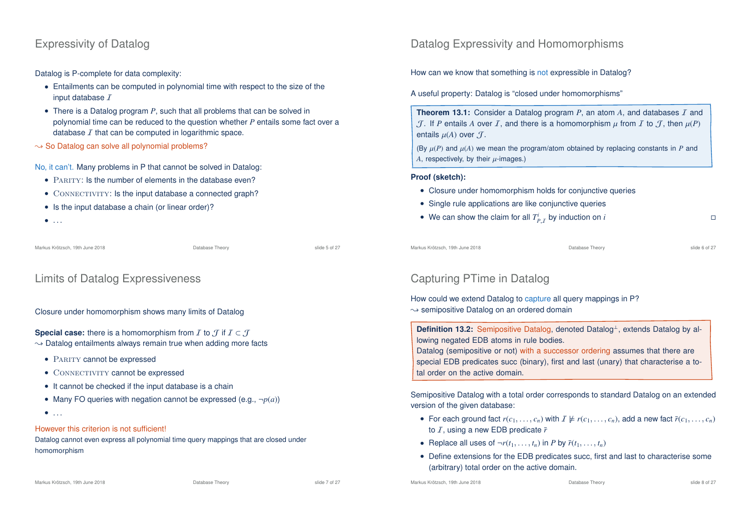## Expressivity of Datalog

Datalog is P-complete for data complexity:

- Entailments can be computed in polynomial time with respect to the size of the input database $\mathcal{I}$
- There is a Datalog program $P$, such that all problems that can be solved in polynomial time can be reduced to the question whether $P$ entails some fact over a database $\mathcal{I}$ that can be computed in logarithmic space.

$\leadsto$ So Datalog can solve all polynomial problems?

No, it can't. Many problems in P that cannot be solved in Datalog:

- PARITY: Is the number of elements in the database even?
- CONNECTIVITY: Is the input database a connected graph?
- Is the input database a chain (or linear order)?
- ...

## Datalog Expressivity and Homomorphisms

How can we know that something is not expressible in Datalog?

A useful property: Datalog is "closed under homomorphisms"

**Theorem 13.1:** Consider a Datalog program $P$, an atom $A$, and databases $\mathcal{I}$ and $\mathcal{J}$. If $P$ entails $A$ over $\mathcal{I}$, and there is a homomorphism $\mu$ from $\mathcal{I}$ to $\mathcal{J}$, then $\mu(P)$ entails $\mu(A)$ over $\mathcal{J}$.

(By $\mu(P)$ and $\mu(A)$ we mean the program/atom obtained by replacing constants in $P$ and $A$, respectively, by their $\mu$-images.)

**Proof (sketch):**

- Closure under homomorphism holds for conjunctive queries
- Single rule applications are like conjunctive queries
- We can show the claim for all $T^i_{P,\mathcal{I}}$ by induction on $i$ □

## Limits of Datalog Expressiveness

Closure under homomorphism shows many limits of Datalog

**Special case:** there is a homomorphism from $\mathcal{I}$ to $\mathcal{J}$ if $\mathcal{I} \subset \mathcal{J}$
$\leadsto$ Datalog entailments always remain true when adding more facts

- PARITY cannot be expressed
- CONNECTIVITY cannot be expressed
- It cannot be checked if the input database is a chain
- Many FO queries with negation cannot be expressed (e.g., $\neg p(a)$)
- ...

However this criterion is not sufficient!
Datalog cannot even express all polynomial time query mappings that are closed under homomorphism

## Capturing PTime in Datalog

How could we extend Datalog to capture all query mappings in P?
$\leadsto$ semipositive Datalog on an ordered domain

**Definition 13.2:** Semipositive Datalog, denoted Datalog$^{\perp}$, extends Datalog by allowing negated EDB atoms in rule bodies.
Datalog (semipositive or not) with a successor ordering assumes that there are special EDB predicates succ (binary), first and last (unary) that characterise a total order on the active domain.

Semipositive Datalog with a total order corresponds to standard Datalog on an extended version of the given database:

- For each ground fact $r(c_1, \ldots, c_n)$ with $\mathcal{I} \not\models r(c_1, \ldots, c_n)$, add a new fact $\bar{r}(c_1, \ldots, c_n)$ to $\mathcal{I}$, using a new EDB predicate $\bar{r}$
- Replace all uses of $\neg r(t_1, \ldots, t_n)$ in $P$ by $\bar{r}(t_1, \ldots, t_n)$
- Define extensions for the EDB predicates succ, first and last to characterise some (arbitrary) total order on the active domain.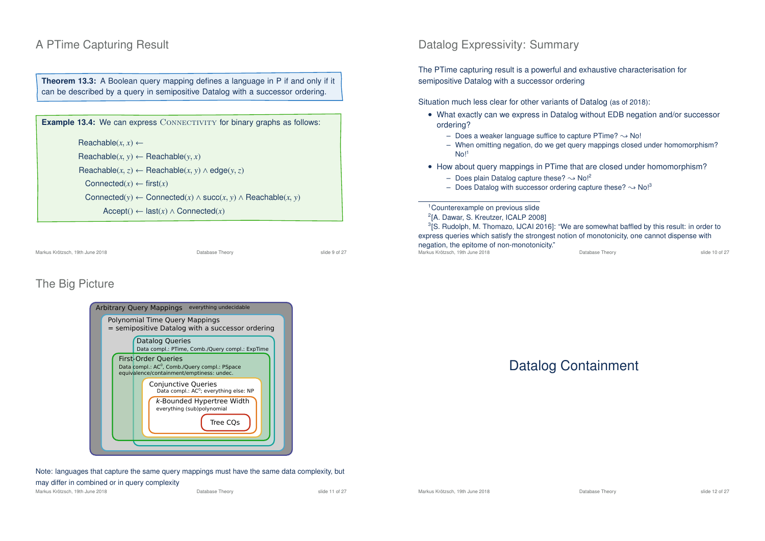## A PTime Capturing Result

**Theorem 13.3:** A Boolean query mapping defines a language in P if and only if it can be described by a query in semipositive Datalog with a successor ordering.

**Example 13.4:** We can express CONNECTIVITY for binary graphs as follows:

$$\mathsf{Reachable}(x, x) \leftarrow$$
$$\mathsf{Reachable}(x, y) \leftarrow \mathsf{Reachable}(y, x)$$
$$\mathsf{Reachable}(x, z) \leftarrow \mathsf{Reachable}(x, y) \wedge \mathsf{edge}(y, z)$$
$$\mathsf{Connected}(x) \leftarrow \mathsf{first}(x)$$
$$\mathsf{Connected}(y) \leftarrow \mathsf{Connected}(x) \wedge \mathsf{succ}(x, y) \wedge \mathsf{Reachable}(x, y)$$
$$\mathsf{Accept}() \leftarrow \mathsf{last}(x) \wedge \mathsf{Connected}(x)$$

## Datalog Expressivity: Summary

The PTime capturing result is a powerful and exhaustive characterisation for semipositive Datalog with a successor ordering

Situation much less clear for other variants of Datalog (as of 2018):

- What exactly can we express in Datalog without EDB negation and/or successor ordering?
  - Does a weaker language suffice to capture PTime? ⇝ No!
  - When omitting negation, do we get query mappings closed under homomorphism? No![1]
- How about query mappings in PTime that are closed under homomorphism?
  - Does plain Datalog capture these? ⇝ No![2]
  - Does Datalog with successor ordering capture these? ⇝ No![3]

[1] Counterexample on previous slide

[2] [A. Dawar, S. Kreutzer, ICALP 2008]

[3] [S. Rudolph, M. Thomazo, IJCAI 2016]: "We are somewhat baffled by this result: in order to express queries which satisfy the strongest notion of monotonicity, one cannot dispense with negation, the epitome of non-monotonicity."

## The Big Picture

- Arbitrary Query Mappings — everything undecidable
  - Polynomial Time Query Mappings = semipositive Datalog with a successor ordering
    - Datalog Queries — Data compl.: PTime, Comb./Query compl.: ExpTime
    - First-Order Queries — Data compl.: $AC^0$, Comb./Query compl.: PSpace; equivalence/containment/emptiness: undec.
      - Conjunctive Queries — Data compl.: $AC^0$; everything else: NP
        - $k$-Bounded Hypertree Width — everything (sub)polynomial
          - Tree CQs

Note: languages that capture the same query mappings must have the same data complexity, but may differ in combined or in query complexity

# Datalog Containment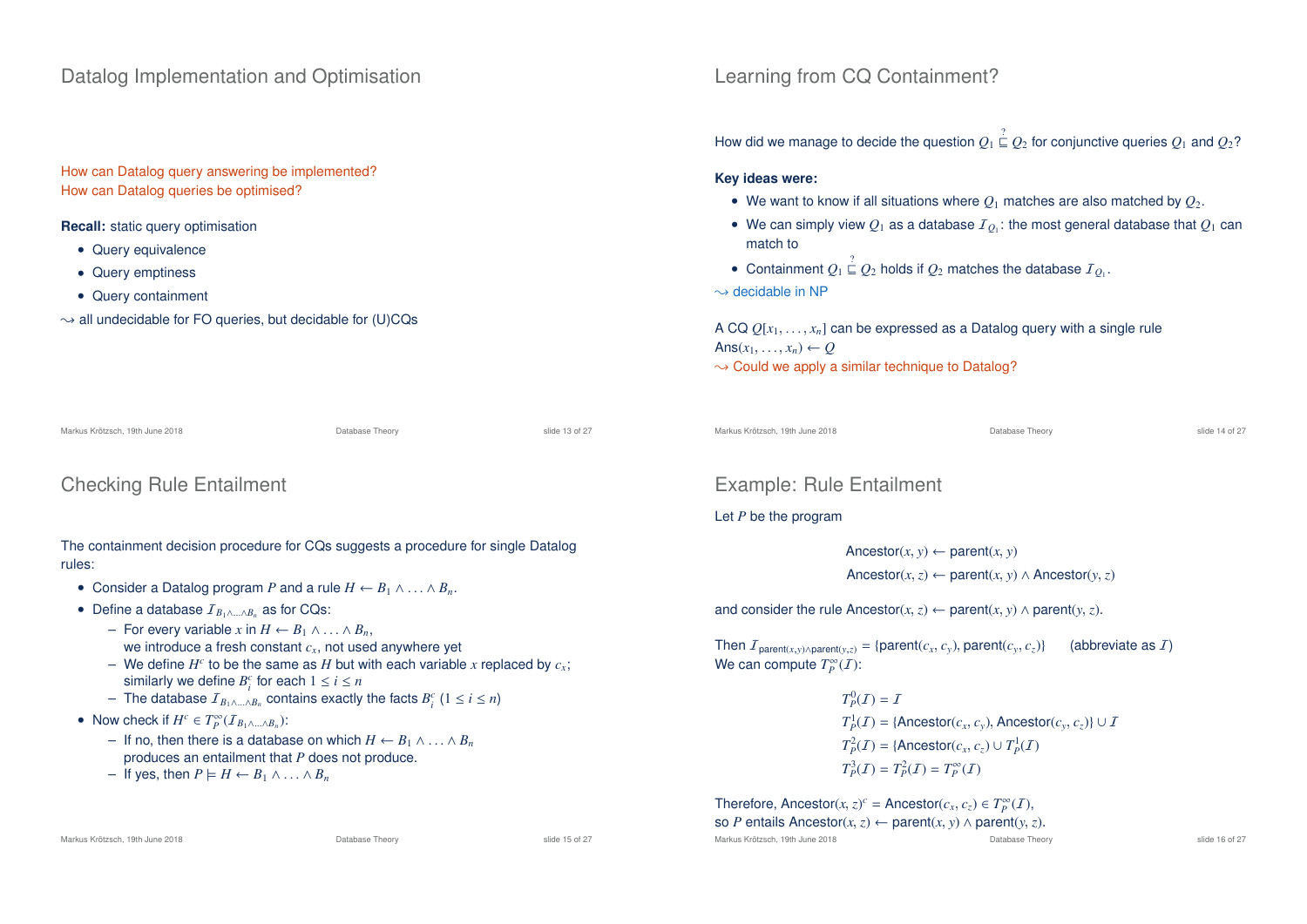## Datalog Implementation and Optimisation

How can Datalog query answering be implemented?
How can Datalog queries be optimised?

**Recall:** static query optimisation

- Query equivalence
- Query emptiness
- Query containment

$\leadsto$ all undecidable for FO queries, but decidable for (U)CQs

## Learning from CQ Containment?

How did we manage to decide the question $Q_1 \stackrel{?}{\sqsubseteq} Q_2$ for conjunctive queries $Q_1$ and $Q_2$?

**Key ideas were:**

- We want to know if all situations where $Q_1$ matches are also matched by $Q_2$.
- We can simply view $Q_1$ as a database $\mathcal{I}_{Q_1}$: the most general database that $Q_1$ can match to
- Containment $Q_1 \stackrel{?}{\sqsubseteq} Q_2$ holds if $Q_2$ matches the database $\mathcal{I}_{Q_1}$.

$\leadsto$ decidable in NP

A CQ $Q[x_1, \ldots, x_n]$ can be expressed as a Datalog query with a single rule
$\mathsf{Ans}(x_1, \ldots, x_n) \leftarrow Q$
$\leadsto$ Could we apply a similar technique to Datalog?

## Checking Rule Entailment

The containment decision procedure for CQs suggests a procedure for single Datalog rules:

- Consider a Datalog program $P$ and a rule $H \leftarrow B_1 \wedge \ldots \wedge B_n$.
- Define a database $\mathcal{I}_{B_1 \wedge \ldots \wedge B_n}$ as for CQs:
  - For every variable $x$ in $H \leftarrow B_1 \wedge \ldots \wedge B_n$, we introduce a fresh constant $c_x$, not used anywhere yet
  - We define $H^c$ to be the same as $H$ but with each variable $x$ replaced by $c_x$; similarly we define $B_i^c$ for each $1 \leq i \leq n$
  - The database $\mathcal{I}_{B_1 \wedge \ldots \wedge B_n}$ contains exactly the facts $B_i^c$ $(1 \leq i \leq n)$
- Now check if $H^c \in T_P^\infty(\mathcal{I}_{B_1 \wedge \ldots \wedge B_n})$:
  - If no, then there is a database on which $H \leftarrow B_1 \wedge \ldots \wedge B_n$ produces an entailment that $P$ does not produce.
  - If yes, then $P \models H \leftarrow B_1 \wedge \ldots \wedge B_n$

## Example: Rule Entailment

Let $P$ be the program

$$\mathsf{Ancestor}(x, y) \leftarrow \mathsf{parent}(x, y)$$
$$\mathsf{Ancestor}(x, z) \leftarrow \mathsf{parent}(x, y) \wedge \mathsf{Ancestor}(y, z)$$

and consider the rule $\mathsf{Ancestor}(x, z) \leftarrow \mathsf{parent}(x, y) \wedge \mathsf{parent}(y, z)$.

Then $\mathcal{I}_{\mathsf{parent}(x,y) \wedge \mathsf{parent}(y,z)} = \{\mathsf{parent}(c_x, c_y), \mathsf{parent}(c_y, c_z)\}$ (abbreviate as $\mathcal{I}$)
We can compute $T_P^\infty(\mathcal{I})$:

$$T_P^0(\mathcal{I}) = \mathcal{I}$$
$$T_P^1(\mathcal{I}) = \{\mathsf{Ancestor}(c_x, c_y), \mathsf{Ancestor}(c_y, c_z)\} \cup \mathcal{I}$$
$$T_P^2(\mathcal{I}) = \{\mathsf{Ancestor}(c_x, c_z) \cup T_P^1(\mathcal{I})$$
$$T_P^3(\mathcal{I}) = T_P^2(\mathcal{I}) = T_P^\infty(\mathcal{I})$$

Therefore, $\mathsf{Ancestor}(x, z)^c = \mathsf{Ancestor}(c_x, c_z) \in T_P^\infty(\mathcal{I})$,
so $P$ entails $\mathsf{Ancestor}(x, z) \leftarrow \mathsf{parent}(x, y) \wedge \mathsf{parent}(y, z)$.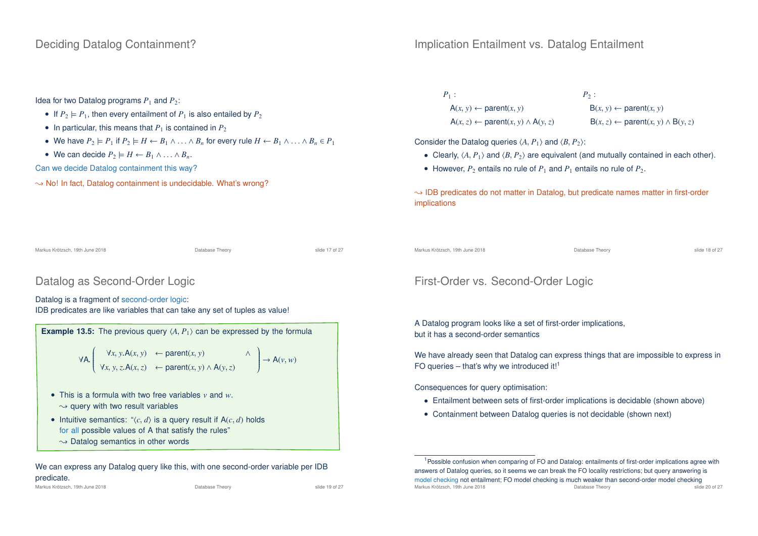## Deciding Datalog Containment?

Idea for two Datalog programs $P_1$ and $P_2$:

- If $P_2 \models P_1$, then every entailment of $P_1$ is also entailed by $P_2$
- In particular, this means that $P_1$ is contained in $P_2$
- We have $P_2 \models P_1$ if $P_2 \models H \leftarrow B_1 \wedge \ldots \wedge B_n$ for every rule $H \leftarrow B_1 \wedge \ldots \wedge B_n \in P_1$
- We can decide $P_2 \models H \leftarrow B_1 \wedge \ldots \wedge B_n$.

Can we decide Datalog containment this way?

$\leadsto$ No! In fact, Datalog containment is undecidable. What's wrong?

## Implication Entailment vs. Datalog Entailment

$P_1$:

$\mathsf{A}(x, y) \leftarrow \mathsf{parent}(x, y)$

$\mathsf{A}(x, z) \leftarrow \mathsf{parent}(x, y) \wedge \mathsf{A}(y, z)$

$P_2$:

$\mathsf{B}(x, y) \leftarrow \mathsf{parent}(x, y)$

$\mathsf{B}(x, z) \leftarrow \mathsf{parent}(x, y) \wedge \mathsf{B}(y, z)$

Consider the Datalog queries $\langle A, P_1 \rangle$ and $\langle B, P_2 \rangle$:

- Clearly, $\langle A, P_1 \rangle$ and $\langle B, P_2 \rangle$ are equivalent (and mutually contained in each other).
- However, $P_2$ entails no rule of $P_1$ and $P_1$ entails no rule of $P_2$.

$\leadsto$ IDB predicates do not matter in Datalog, but predicate names matter in first-order implications

## Datalog as Second-Order Logic

Datalog is a fragment of second-order logic:
IDB predicates are like variables that can take any set of tuples as value!

**Example 13.5:** The previous query $\langle A, P_1 \rangle$ can be expressed by the formula

$$\forall \mathsf{A}. \begin{pmatrix} \forall x, y. \mathsf{A}(x, y) & \leftarrow \mathsf{parent}(x, y) & \wedge \\ \forall x, y, z. \mathsf{A}(x, z) & \leftarrow \mathsf{parent}(x, y) \wedge \mathsf{A}(y, z) & \end{pmatrix} \rightarrow \mathsf{A}(v, w)$$

- This is a formula with two free variables $v$ and $w$.
  $\leadsto$ query with two result variables
- Intuitive semantics: "$\langle c, d \rangle$ is a query result if $\mathsf{A}(c, d)$ holds for all possible values of A that satisfy the rules"
  $\leadsto$ Datalog semantics in other words

We can express any Datalog query like this, with one second-order variable per IDB predicate.

## First-Order vs. Second-Order Logic

A Datalog program looks like a set of first-order implications, but it has a second-order semantics

We have already seen that Datalog can express things that are impossible to express in FO queries – that's why we introduced it![1]

Consequences for query optimisation:

- Entailment between sets of first-order implications is decidable (shown above)
- Containment between Datalog queries is not decidable (shown next)

[1] Possible confusion when comparing of FO and Datalog: entailments of first-order implications agree with answers of Datalog queries, so it seems we can break the FO locality restrictions; but query answering is model checking not entailment; FO model checking is much weaker than second-order model checking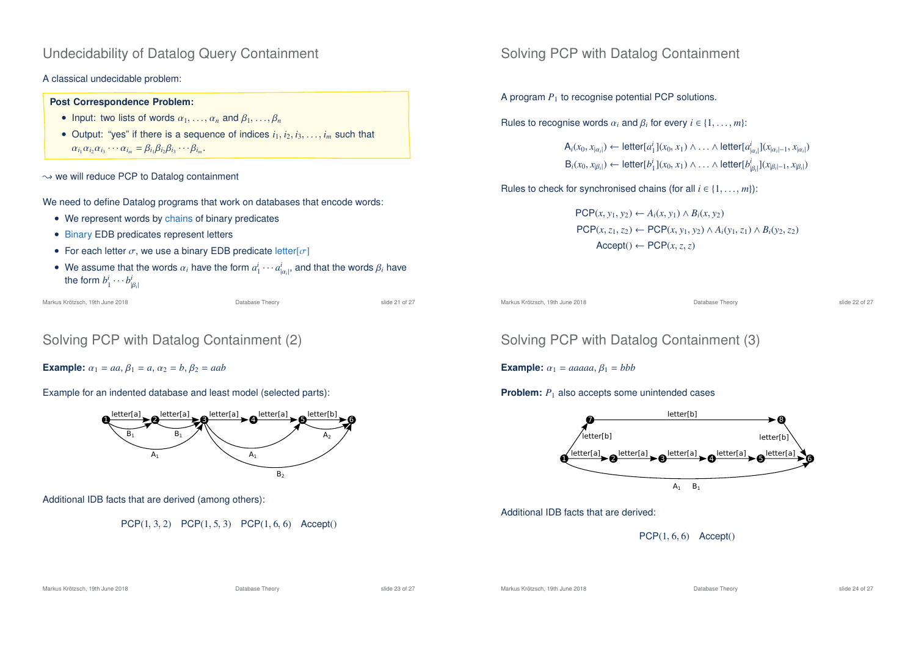## Undecidability of Datalog Query Containment

A classical undecidable problem:

**Post Correspondence Problem:**

- Input: two lists of words $\alpha_1, \ldots, \alpha_n$ and $\beta_1, \ldots, \beta_n$
- Output: "yes" if there is a sequence of indices $i_1, i_2, i_3, \ldots, i_m$ such that $\alpha_{i_1}\alpha_{i_2}\alpha_{i_3}\cdots\alpha_{i_m} = \beta_{i_1}\beta_{i_2}\beta_{i_3}\cdots\beta_{i_m}$.

$\leadsto$ we will reduce PCP to Datalog containment

We need to define Datalog programs that work on databases that encode words:

- We represent words by chains of binary predicates
- Binary EDB predicates represent letters
- For each letter $\sigma$, we use a binary EDB predicate letter[$\sigma$]
- We assume that the words $\alpha_i$ have the form $a^i_1 \cdots a^i_{|\alpha_i|}$, and that the words $\beta_i$ have the form $b^i_1 \cdots b^i_{|\beta_i|}$

## Solving PCP with Datalog Containment

A program $P_1$ to recognise potential PCP solutions.

Rules to recognise words $\alpha_i$ and $\beta_i$ for every $i \in \{1, \ldots, m\}$:

$$\mathsf{A}_i(x_0, x_{|\alpha_i|}) \leftarrow \mathsf{letter}[a^i_1](x_0, x_1) \wedge \ldots \wedge \mathsf{letter}[a^i_{|\alpha_i|}](x_{|\alpha_i|-1}, x_{|\alpha_i|})$$
$$\mathsf{B}_i(x_0, x_{|\beta_i|}) \leftarrow \mathsf{letter}[b^i_1](x_0, x_1) \wedge \ldots \wedge \mathsf{letter}[b^i_{|\beta_i|}](x_{|\beta_i|-1}, x_{|\beta_i|})$$

Rules to check for synchronised chains (for all $i \in \{1, \ldots, m\}$):

$$\mathsf{PCP}(x, y_1, y_2) \leftarrow A_i(x, y_1) \wedge B_i(x, y_2)$$
$$\mathsf{PCP}(x, z_1, z_2) \leftarrow \mathsf{PCP}(x, y_1, y_2) \wedge A_i(y_1, z_1) \wedge B_i(y_2, z_2)$$
$$\mathsf{Accept}() \leftarrow \mathsf{PCP}(x, z, z)$$

## Solving PCP with Datalog Containment (2)

**Example:** $\alpha_1 = aa, \beta_1 = a, \alpha_2 = b, \beta_2 = aab$

Example for an indented database and least model (selected parts):

Additional IDB facts that are derived (among others):

$\mathsf{PCP}(1, 3, 2)$ $\mathsf{PCP}(1, 5, 3)$ $\mathsf{PCP}(1, 6, 6)$ $\mathsf{Accept}()$

## Solving PCP with Datalog Containment (3)

**Example:** $\alpha_1 = aaaaa, \beta_1 = bbb$

**Problem:** $P_1$ also accepts some unintended cases

Additional IDB facts that are derived:

$\mathsf{PCP}(1, 6, 6)$ $\mathsf{Accept}()$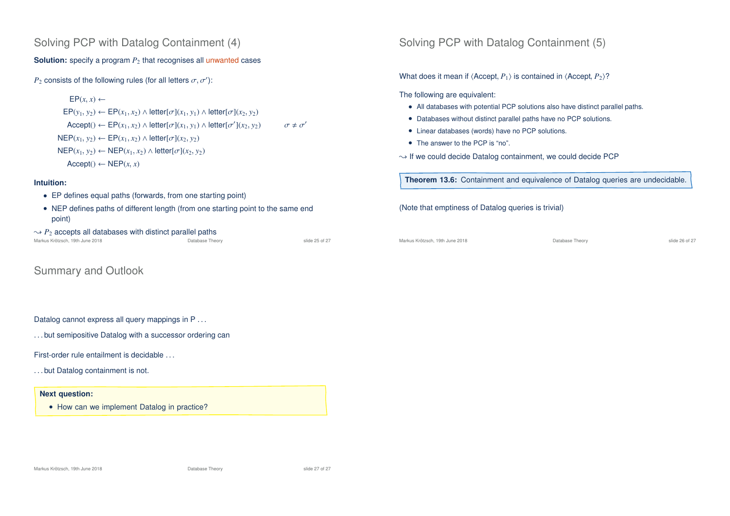## Solving PCP with Datalog Containment (4)

**Solution:** specify a program $P_2$ that recognises all unwanted cases

$P_2$ consists of the following rules (for all letters $\sigma, \sigma'$):

$$\mathsf{EP}(x, x) \leftarrow$$

$$\mathsf{EP}(y_1, y_2) \leftarrow \mathsf{EP}(x_1, x_2) \wedge \mathsf{letter}[\sigma](x_1, y_1) \wedge \mathsf{letter}[\sigma](x_2, y_2)$$

$$\mathsf{Accept}() \leftarrow \mathsf{EP}(x_1, x_2) \wedge \mathsf{letter}[\sigma](x_1, y_1) \wedge \mathsf{letter}[\sigma'](x_2, y_2) \qquad \sigma \neq \sigma'$$

$$\mathsf{NEP}(x_1, y_2) \leftarrow \mathsf{EP}(x_1, x_2) \wedge \mathsf{letter}[\sigma](x_2, y_2)$$

$$\mathsf{NEP}(x_1, y_2) \leftarrow \mathsf{NEP}(x_1, x_2) \wedge \mathsf{letter}[\sigma](x_2, y_2)$$

$$\mathsf{Accept}() \leftarrow \mathsf{NEP}(x, x)$$

**Intuition:**

- EP defines equal paths (forwards, from one starting point)
- NEP defines paths of different length (from one starting point to the same end point)

$\rightsquigarrow$ $P_2$ accepts all databases with distinct parallel paths

## Solving PCP with Datalog Containment (5)

What does it mean if $\langle \mathsf{Accept}, P_1 \rangle$ is contained in $\langle \mathsf{Accept}, P_2 \rangle$?

The following are equivalent:

- All databases with potential PCP solutions also have distinct parallel paths.
- Databases without distinct parallel paths have no PCP solutions.
- Linear databases (words) have no PCP solutions.
- The answer to the PCP is "no".

$\rightsquigarrow$ If we could decide Datalog containment, we could decide PCP

**Theorem 13.6:** Containment and equivalence of Datalog queries are undecidable.

(Note that emptiness of Datalog queries is trivial)

## Summary and Outlook

Datalog cannot express all query mappings in P . . .

. . . but semipositive Datalog with a successor ordering can

First-order rule entailment is decidable . . .

. . . but Datalog containment is not.

**Next question:**

- How can we implement Datalog in practice?